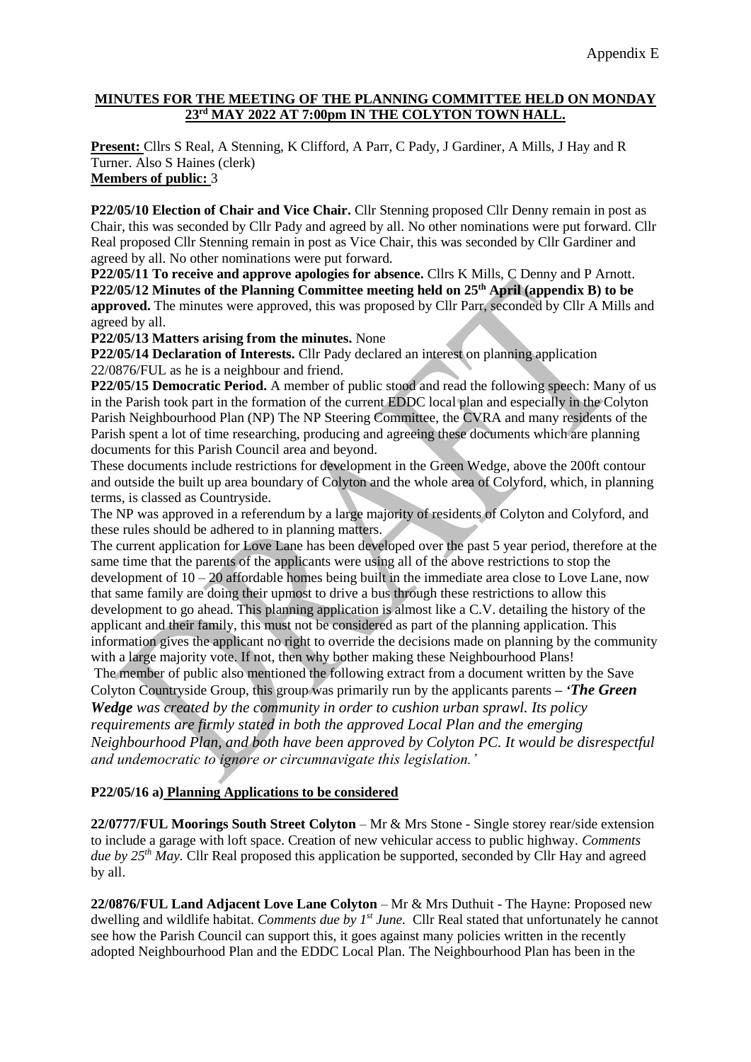Appendix E

**MINUTES FOR THE MEETING OF THE PLANNING COMMITTEE HELD ON MONDAY 23rd MAY 2022 AT 7:00pm IN THE COLYTON TOWN HALL.**

**Present:** Cllrs S Real, A Stenning, K Clifford, A Parr, C Pady, J Gardiner, A Mills, J Hay and R Turner. Also S Haines (clerk)
**Members of public:** 3

**P22/05/10 Election of Chair and Vice Chair.** Cllr Stenning proposed Cllr Denny remain in post as Chair, this was seconded by Cllr Pady and agreed by all. No other nominations were put forward. Cllr Real proposed Cllr Stenning remain in post as Vice Chair, this was seconded by Cllr Gardiner and agreed by all. No other nominations were put forward.

**P22/05/11 To receive and approve apologies for absence.** Cllrs K Mills, C Denny and P Arnott.

**P22/05/12 Minutes of the Planning Committee meeting held on 25th April (appendix B) to be approved.** The minutes were approved, this was proposed by Cllr Parr, seconded by Cllr A Mills and agreed by all.

**P22/05/13 Matters arising from the minutes.** None

**P22/05/14 Declaration of Interests.** Cllr Pady declared an interest on planning application 22/0876/FUL as he is a neighbour and friend.

**P22/05/15 Democratic Period.** A member of public stood and read the following speech: Many of us in the Parish took part in the formation of the current EDDC local plan and especially in the Colyton Parish Neighbourhood Plan (NP) The NP Steering Committee, the CVRA and many residents of the Parish spent a lot of time researching, producing and agreeing these documents which are planning documents for this Parish Council area and beyond.

These documents include restrictions for development in the Green Wedge, above the 200ft contour and outside the built up area boundary of Colyton and the whole area of Colyford, which, in planning terms, is classed as Countryside.

The NP was approved in a referendum by a large majority of residents of Colyton and Colyford, and these rules should be adhered to in planning matters.

The current application for Love Lane has been developed over the past 5 year period, therefore at the same time that the parents of the applicants were using all of the above restrictions to stop the development of 10 – 20 affordable homes being built in the immediate area close to Love Lane, now that same family are doing their upmost to drive a bus through these restrictions to allow this development to go ahead. This planning application is almost like a C.V. detailing the history of the applicant and their family, this must not be considered as part of the planning application. This information gives the applicant no right to override the decisions made on planning by the community with a large majority vote. If not, then why bother making these Neighbourhood Plans!

The member of public also mentioned the following extract from a document written by the Save Colyton Countryside Group, this group was primarily run by the applicants parents – ***'The Green Wedge** was created by the community in order to cushion urban sprawl. Its policy requirements are firmly stated in both the approved Local Plan and the emerging Neighbourhood Plan, and both have been approved by Colyton PC. It would be disrespectful and undemocratic to ignore or circumnavigate this legislation.'*

**P22/05/16 a) Planning Applications to be considered**

**22/0777/FUL Moorings South Street Colyton** – Mr & Mrs Stone - Single storey rear/side extension to include a garage with loft space. Creation of new vehicular access to public highway. *Comments due by 25th May.* Cllr Real proposed this application be supported, seconded by Cllr Hay and agreed by all.

**22/0876/FUL Land Adjacent Love Lane Colyton** – Mr & Mrs Duthuit - The Hayne: Proposed new dwelling and wildlife habitat. *Comments due by 1st June.* Cllr Real stated that unfortunately he cannot see how the Parish Council can support this, it goes against many policies written in the recently adopted Neighbourhood Plan and the EDDC Local Plan. The Neighbourhood Plan has been in the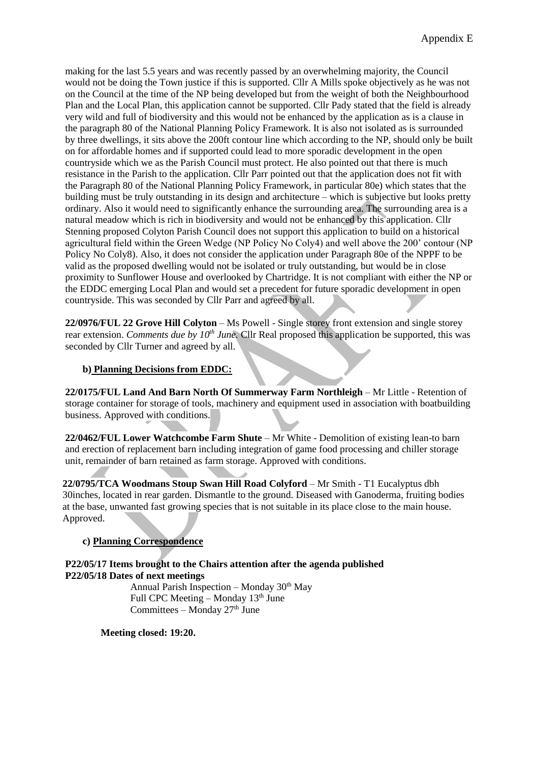making for the last 5.5 years and was recently passed by an overwhelming majority, the Council would not be doing the Town justice if this is supported. Cllr A Mills spoke objectively as he was not on the Council at the time of the NP being developed but from the weight of both the Neighbourhood Plan and the Local Plan, this application cannot be supported. Cllr Pady stated that the field is already very wild and full of biodiversity and this would not be enhanced by the application as is a clause in the paragraph 80 of the National Planning Policy Framework. It is also not isolated as is surrounded by three dwellings, it sits above the 200ft contour line which according to the NP, should only be built on for affordable homes and if supported could lead to more sporadic development in the open countryside which we as the Parish Council must protect. He also pointed out that there is much resistance in the Parish to the application. Cllr Parr pointed out that the application does not fit with the Paragraph 80 of the National Planning Policy Framework, in particular 80e) which states that the building must be truly outstanding in its design and architecture – which is subjective but looks pretty ordinary. Also it would need to significantly enhance the surrounding area. The surrounding area is a natural meadow which is rich in biodiversity and would not be enhanced by this application. Cllr Stenning proposed Colyton Parish Council does not support this application to build on a historical agricultural field within the Green Wedge (NP Policy No Coly4) and well above the 200' contour (NP Policy No Coly8). Also, it does not consider the application under Paragraph 80e of the NPPF to be valid as the proposed dwelling would not be isolated or truly outstanding, but would be in close proximity to Sunflower House and overlooked by Chartridge. It is not compliant with either the NP or the EDDC emerging Local Plan and would set a precedent for future sporadic development in open countryside. This was seconded by Cllr Parr and agreed by all.

**22/0976/FUL 22 Grove Hill Colyton** – Ms Powell - Single storey front extension and single storey rear extension. *Comments due by 10th June.* Cllr Real proposed this application be supported, this was seconded by Cllr Turner and agreed by all.

**b) Planning Decisions from EDDC:**

**22/0175/FUL Land And Barn North Of Summerway Farm Northleigh** – Mr Little - Retention of storage container for storage of tools, machinery and equipment used in association with boatbuilding business. Approved with conditions.

**22/0462/FUL Lower Watchcombe Farm Shute** – Mr White - Demolition of existing lean-to barn and erection of replacement barn including integration of game food processing and chiller storage unit, remainder of barn retained as farm storage. Approved with conditions.

**22/0795/TCA Woodmans Stoup Swan Hill Road Colyford** – Mr Smith - T1 Eucalyptus dbh 30inches, located in rear garden. Dismantle to the ground. Diseased with Ganoderma, fruiting bodies at the base, unwanted fast growing species that is not suitable in its place close to the main house. Approved.

**c) Planning Correspondence**

**P22/05/17 Items brought to the Chairs attention after the agenda published**

**P22/05/18 Dates of next meetings**

Annual Parish Inspection – Monday 30th May
Full CPC Meeting – Monday 13th June
Committees – Monday 27th June

**Meeting closed: 19:20.**